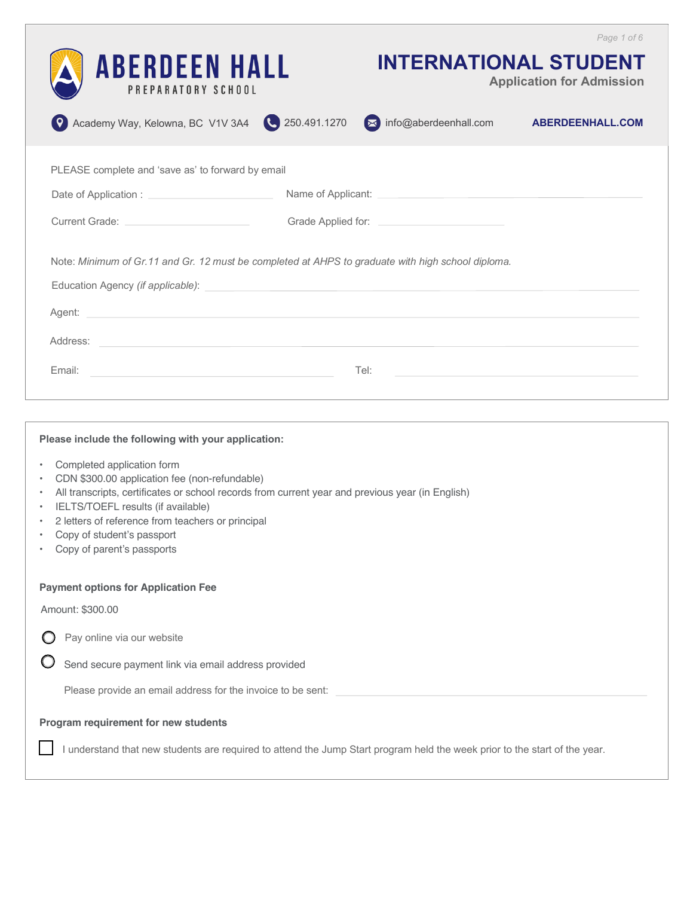# ABERDEEN HALL

PREPARATORY SCHOOL

# INTERNATIONAL STUDENT

## Application for Admission

Academy Way, Kelowna, BC V1V 3A4 | 250.491.1270 | info@aberdeenhall.com | ABERDEENHALL.COM

PLEASE complete and 'save as' to forward by email

Date of Application : ____________________ Name of Applicant: ____________________

Current Grade: ____________________ Grade Applied for: ____________________

Note: *Minimum of Gr.11 and Gr. 12 must be completed at AHPS to graduate with high school diploma.*

Education Agency *(if applicable)*: ____________________

Agent: ____________________

Address: ____________________

Email: ____________________ Tel: ____________________

**Please include the following with your application:**

- Completed application form
- CDN $300.00 application fee (non-refundable)
- All transcripts, certificates or school records from current year and previous year (in English)
- IELTS/TOEFL results (if available)
- 2 letters of reference from teachers or principal
- Copy of student's passport
- Copy of parent's passports

**Payment options for Application Fee**

Amount: $300.00

- ◯ Pay online via our website
- ◯ Send secure payment link via email address provided

Please provide an email address for the invoice to be sent: ____________________

**Program requirement for new students**

☐ I understand that new students are required to attend the Jump Start program held the week prior to the start of the year.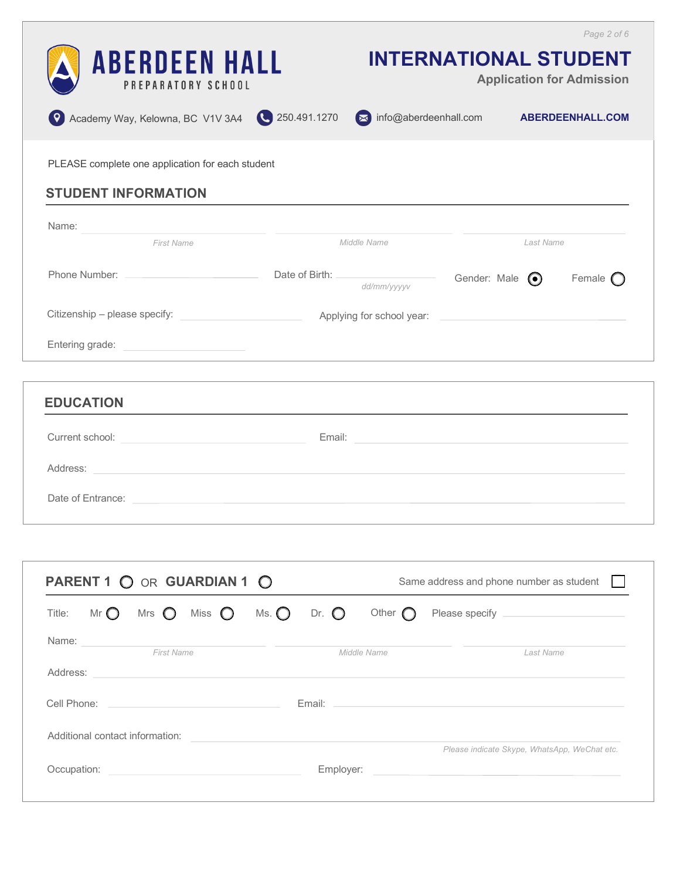# ABERDEEN HALL
PREPARATORY SCHOOL

## INTERNATIONAL STUDENT
**Application for Admission**

Academy Way, Kelowna, BC V1V 3A4 | 250.491.1270 | info@aberdeenhall.com | **ABERDEENHALL.COM**

PLEASE complete one application for each student

## STUDENT INFORMATION

Name: ____________________ ____________________ ____________________
*First Name* *Middle Name* *Last Name*

Phone Number: ____________________ Date of Birth: ____________________ *dd/mm/yyyy* Gender: Male ◉ Female ○

Citizenship – please specify: ____________________ Applying for school year: ____________________

Entering grade: ____________________

## EDUCATION

Current school: ____________________ Email: ____________________

Address: ____________________

Date of Entrance: ____________________

## PARENT 1 ○ OR GUARDIAN 1 ○

Same address and phone number as student ☐

Title: Mr ○ Mrs ○ Miss ○ Ms. ○ Dr. ○ Other ○ Please specify ____________________

Name: ____________________ ____________________ ____________________
*First Name* *Middle Name* *Last Name*

Address: ____________________

Cell Phone: ____________________ Email: ____________________

Additional contact information: ____________________
*Please indicate Skype, WhatsApp, WeChat etc.*

Occupation: ____________________ Employer: ____________________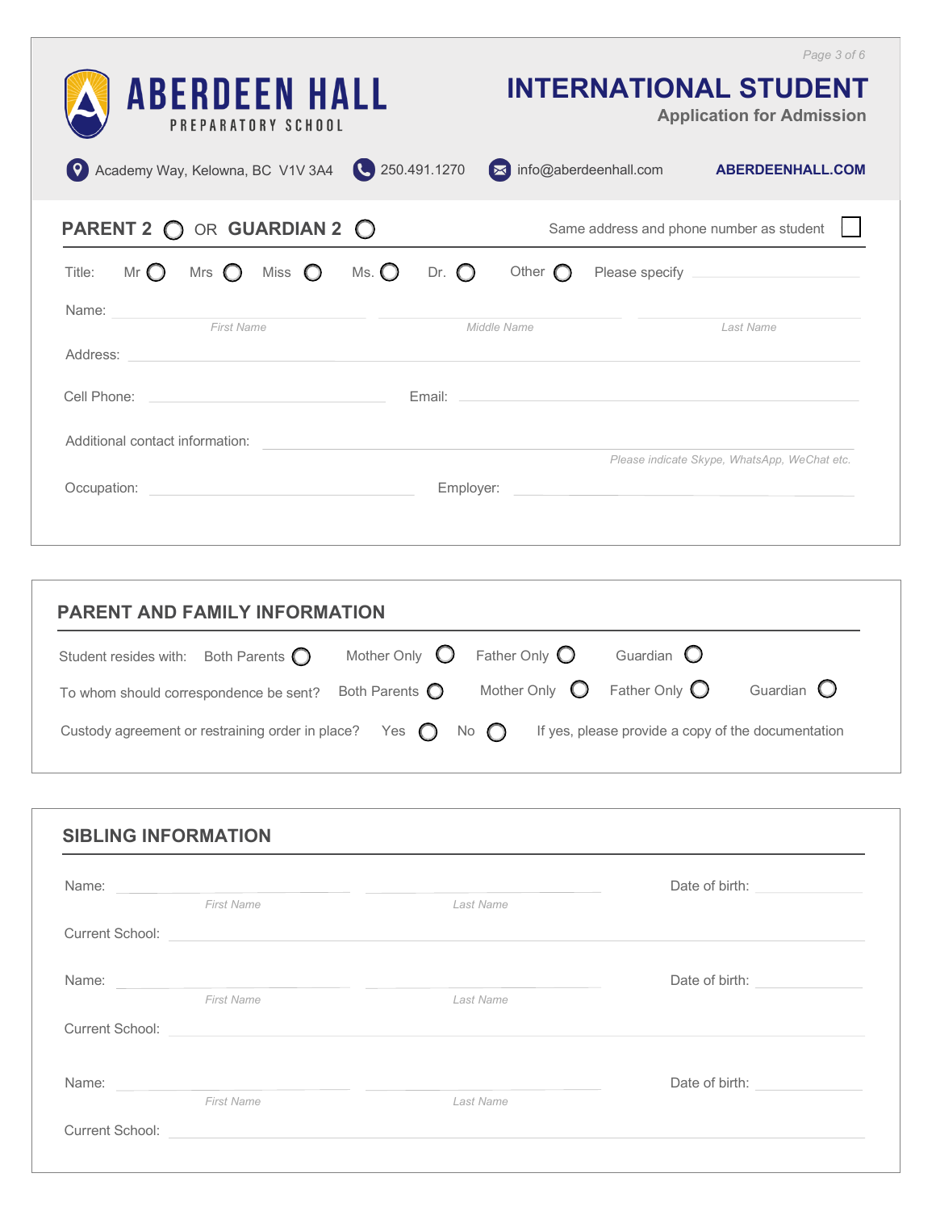# ABERDEEN HALL
PREPARATORY SCHOOL

## INTERNATIONAL STUDENT
**Application for Admission**

Academy Way, Kelowna, BC V1V 3A4 | 250.491.1270 | info@aberdeenhall.com | **ABERDEENHALL.COM**

## PARENT 2 ◯ OR GUARDIAN 2 ◯

Same address and phone number as student ☐

Title: Mr ◯ Mrs ◯ Miss ◯ Ms. ◯ Dr. ◯ Other ◯ Please specify ____________

Name: ____________ ____________ ____________
*First Name* *Middle Name* *Last Name*

Address: ____________

Cell Phone: ____________ Email: ____________

Additional contact information: ____________
*Please indicate Skype, WhatsApp, WeChat etc.*

Occupation: ____________ Employer: ____________

## PARENT AND FAMILY INFORMATION

Student resides with: Both Parents ◯ Mother Only ◯ Father Only ◯ Guardian ◯

To whom should correspondence be sent? Both Parents ◯ Mother Only ◯ Father Only ◯ Guardian ◯

Custody agreement or restraining order in place? Yes ◯ No ◯ If yes, please provide a copy of the documentation

## SIBLING INFORMATION

Name: ____________ ____________ Date of birth: ____________
*First Name* *Last Name*

Current School: ____________

Name: ____________ ____________ Date of birth: ____________
*First Name* *Last Name*

Current School: ____________

Name: ____________ ____________ Date of birth: ____________
*First Name* *Last Name*

Current School: ____________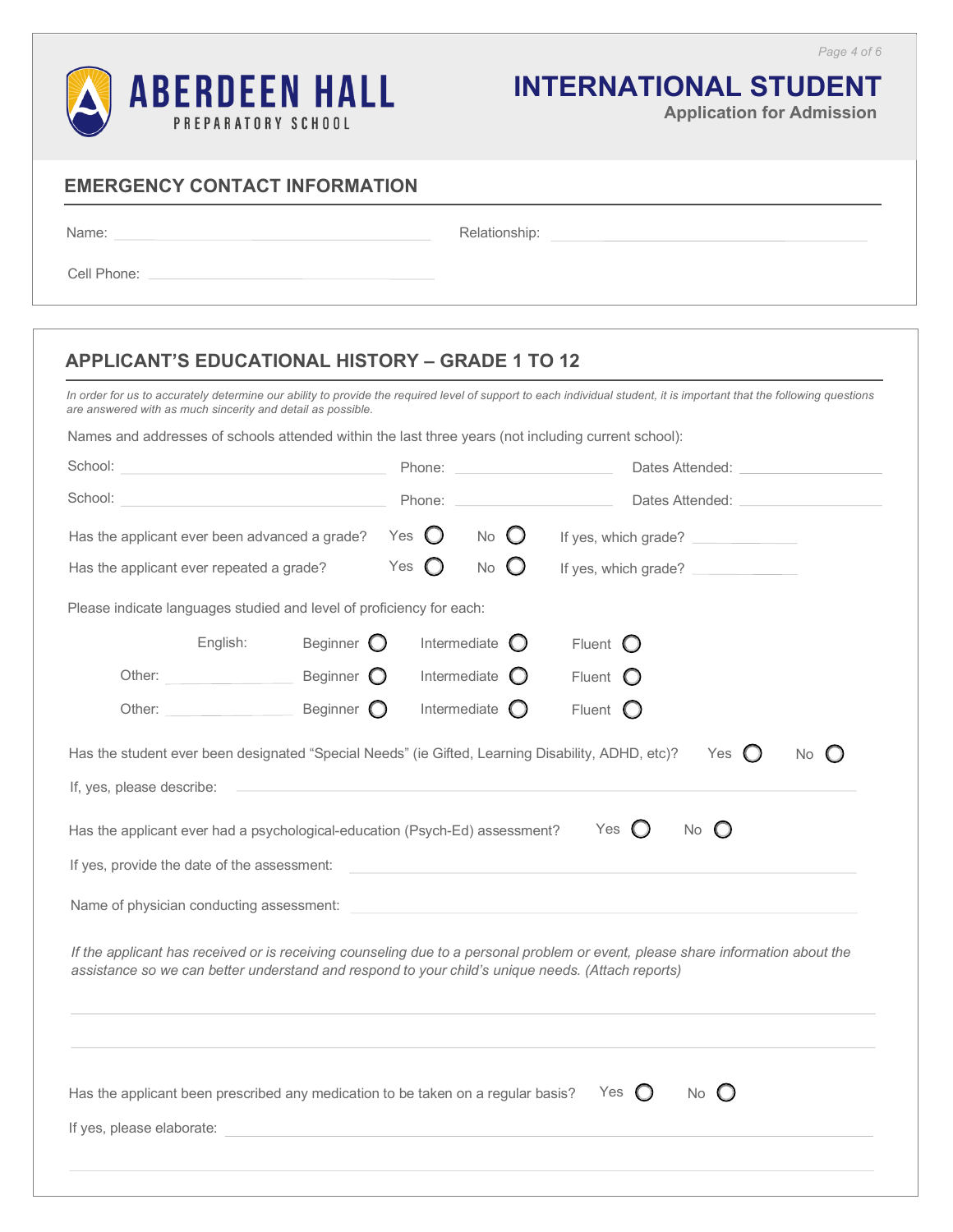ABERDEEN HALL
PREPARATORY SCHOOL

# INTERNATIONAL STUDENT
**Application for Admission**

## EMERGENCY CONTACT INFORMATION

Name: ______________________ Relationship: ______________________

Cell Phone: ______________________

## APPLICANT'S EDUCATIONAL HISTORY – GRADE 1 TO 12

*In order for us to accurately determine our ability to provide the required level of support to each individual student, it is important that the following questions are answered with as much sincerity and detail as possible.*

Names and addresses of schools attended within the last three years (not including current school):

School: ______________________ Phone: ______________ Dates Attended: ______________

School: ______________________ Phone: ______________ Dates Attended: ______________

Has the applicant ever been advanced a grade? Yes ◯ No ◯ If yes, which grade? __________

Has the applicant ever repeated a grade? Yes ◯ No ◯ If yes, which grade? __________

Please indicate languages studied and level of proficiency for each:

| | | | |
|---|---|---|---|
| English: | Beginner ◯ | Intermediate ◯ | Fluent ◯ |
| Other: __________ | Beginner ◯ | Intermediate ◯ | Fluent ◯ |
| Other: __________ | Beginner ◯ | Intermediate ◯ | Fluent ◯ |

Has the student ever been designated "Special Needs" (ie Gifted, Learning Disability, ADHD, etc)? Yes ◯ No ◯

If, yes, please describe: ______________________

Has the applicant ever had a psychological-education (Psych-Ed) assessment? Yes ◯ No ◯

If yes, provide the date of the assessment: ______________________

Name of physician conducting assessment: ______________________

*If the applicant has received or is receiving counseling due to a personal problem or event, please share information about the assistance so we can better understand and respond to your child's unique needs. (Attach reports)*

______________________

______________________

Has the applicant been prescribed any medication to be taken on a regular basis? Yes ◯ No ◯

If yes, please elaborate: ______________________

______________________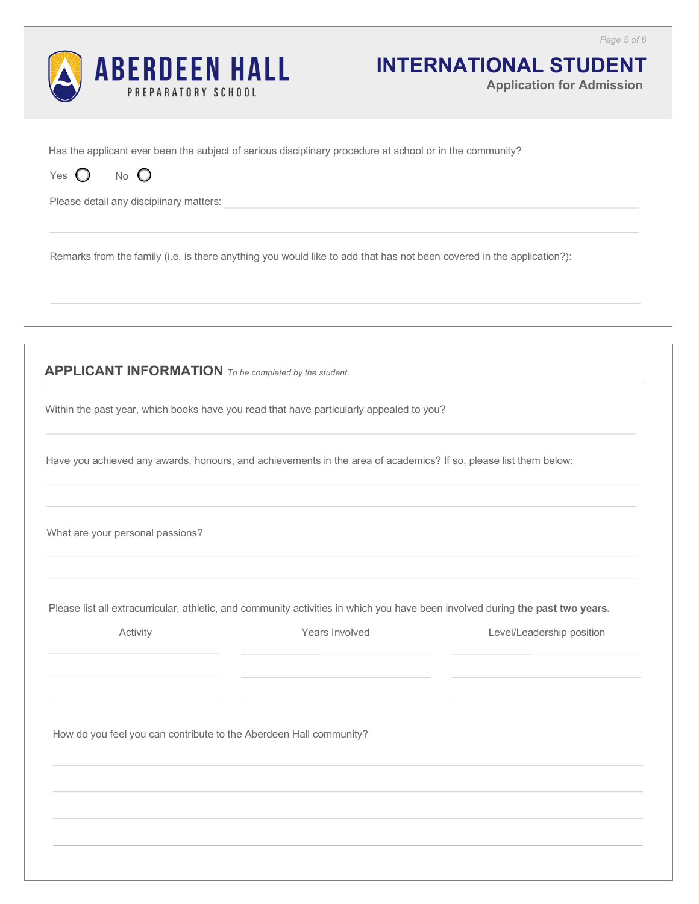Has the applicant ever been the subject of serious disciplinary procedure at school or in the community?

Yes ○ No ○

Please detail any disciplinary matters:

Remarks from the family (i.e. is there anything you would like to add that has not been covered in the application?):

## APPLICANT INFORMATION *To be completed by the student.*

Within the past year, which books have you read that have particularly appealed to you?

Have you achieved any awards, honours, and achievements in the area of academics? If so, please list them below:

What are your personal passions?

Please list all extracurricular, athletic, and community activities in which you have been involved during **the past two years.**

| Activity | Years Involved | Level/Leadership position |
| --- | --- | --- |
| | | |
| | | |
| | | |

How do you feel you can contribute to the Aberdeen Hall community?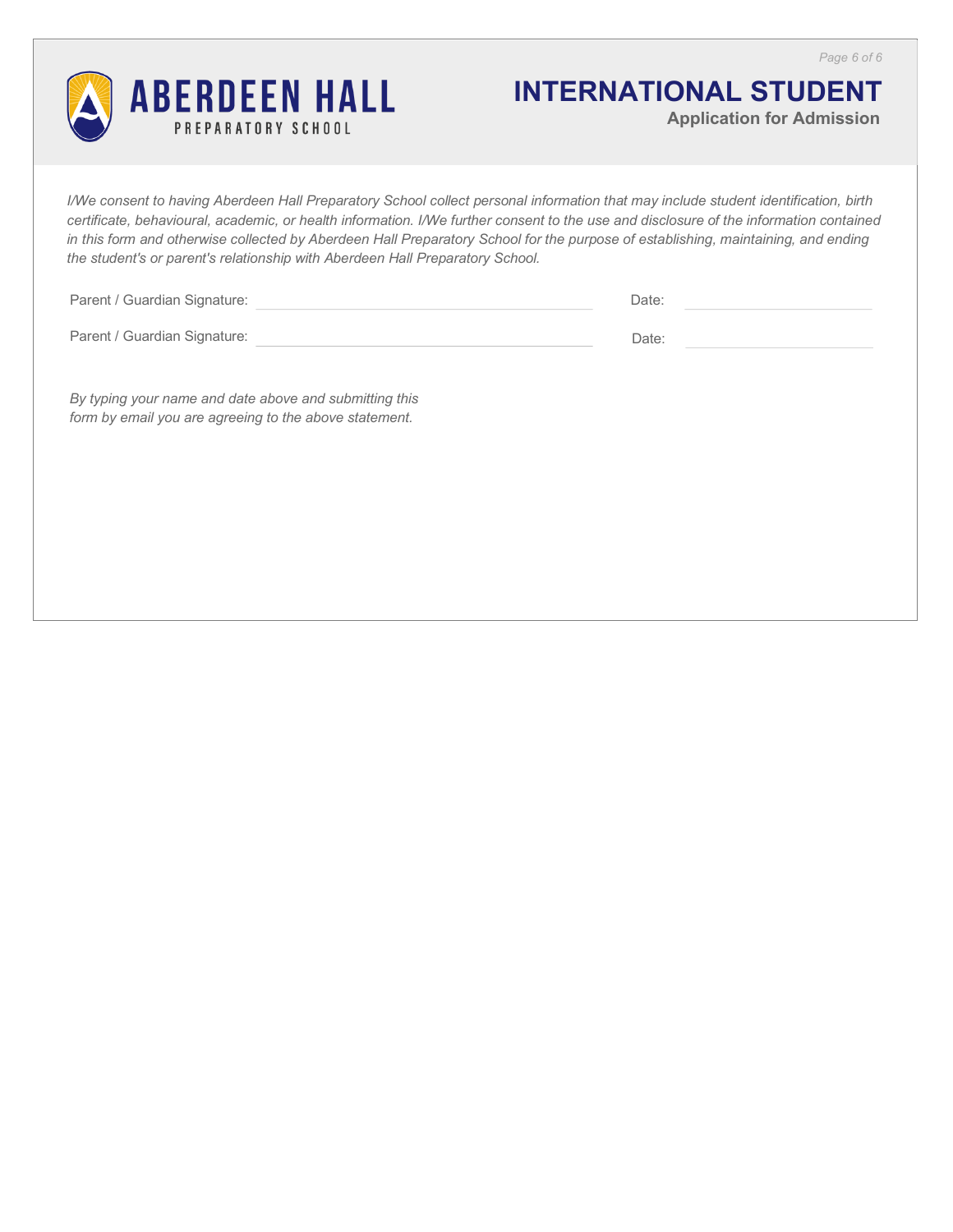# ABERDEEN HALL PREPARATORY SCHOOL

# INTERNATIONAL STUDENT

## Application for Admission

*I/We consent to having Aberdeen Hall Preparatory School collect personal information that may include student identification, birth certificate, behavioural, academic, or health information. I/We further consent to the use and disclosure of the information contained in this form and otherwise collected by Aberdeen Hall Preparatory School for the purpose of establishing, maintaining, and ending the student's or parent's relationship with Aberdeen Hall Preparatory School.*

Parent / Guardian Signature: ______________________________ Date: ______________

Parent / Guardian Signature: ______________________________ Date: ______________

*By typing your name and date above and submitting this form by email you are agreeing to the above statement.*